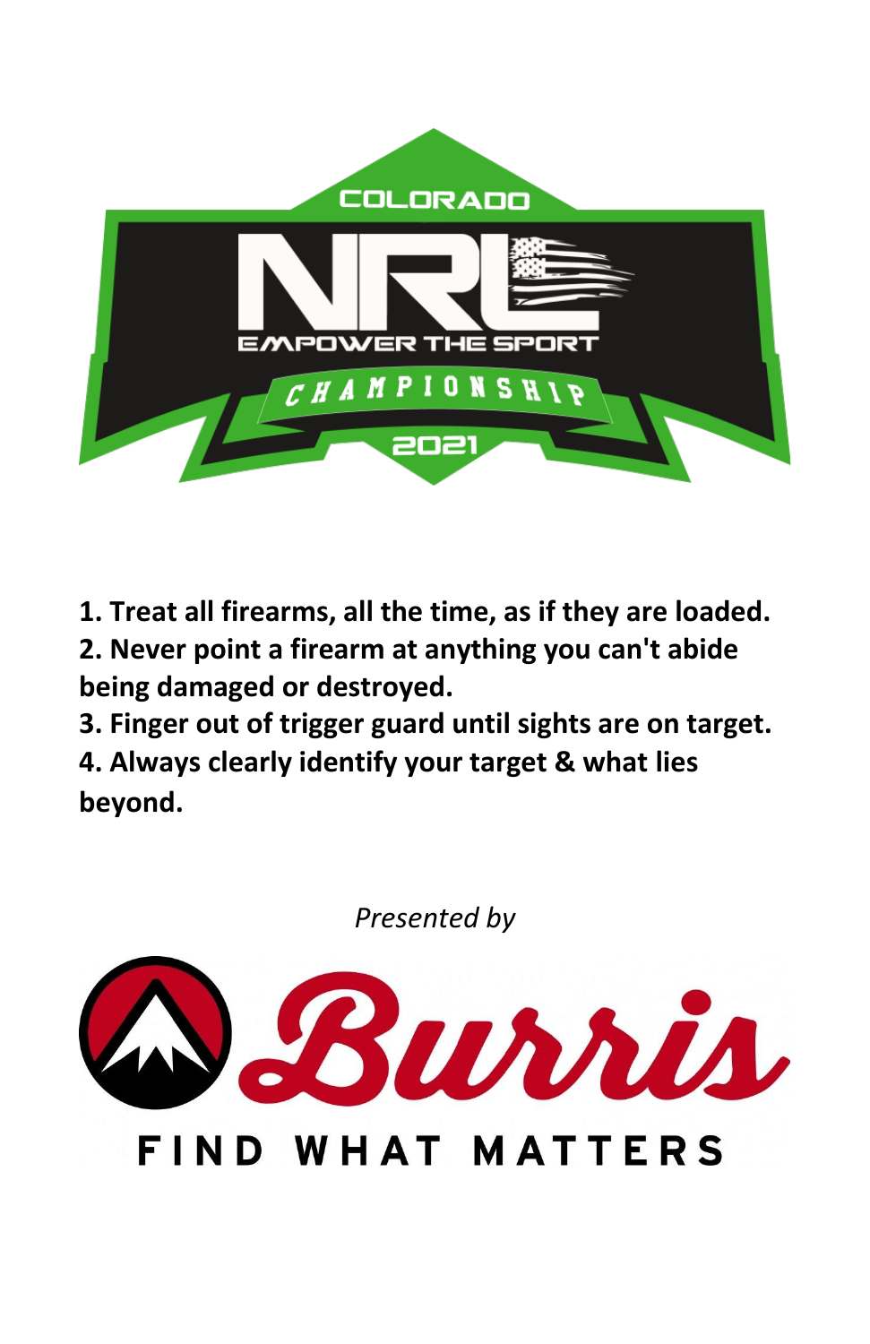COLORADO

NRL

EMPOWER THE SPORT

CHAMPIONSHIP

2021

**1. Treat all firearms, all the time, as if they are loaded.**
**2. Never point a firearm at anything you can't abide being damaged or destroyed.**
**3. Finger out of trigger guard until sights are on target.**
**4. Always clearly identify your target & what lies beyond.**

*Presented by*

Burris

FIND WHAT MATTERS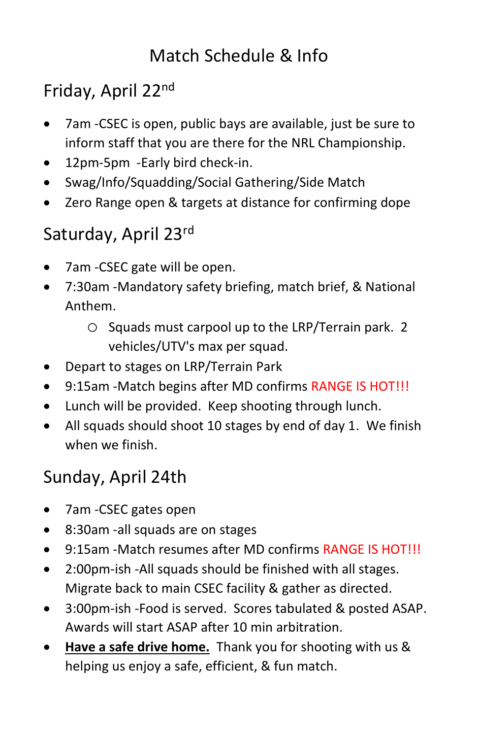# Match Schedule & Info

## Friday, April 22nd

- 7am -CSEC is open, public bays are available, just be sure to inform staff that you are there for the NRL Championship.
- 12pm-5pm -Early bird check-in.
- Swag/Info/Squadding/Social Gathering/Side Match
- Zero Range open & targets at distance for confirming dope

## Saturday, April 23rd

- 7am -CSEC gate will be open.
- 7:30am -Mandatory safety briefing, match brief, & National Anthem.
    - Squads must carpool up to the LRP/Terrain park. 2 vehicles/UTV's max per squad.
- Depart to stages on LRP/Terrain Park
- 9:15am -Match begins after MD confirms RANGE IS HOT!!!
- Lunch will be provided. Keep shooting through lunch.
- All squads should shoot 10 stages by end of day 1. We finish when we finish.

## Sunday, April 24th

- 7am -CSEC gates open
- 8:30am -all squads are on stages
- 9:15am -Match resumes after MD confirms RANGE IS HOT!!!
- 2:00pm-ish -All squads should be finished with all stages. Migrate back to main CSEC facility & gather as directed.
- 3:00pm-ish -Food is served. Scores tabulated & posted ASAP. Awards will start ASAP after 10 min arbitration.
- **Have a safe drive home.** Thank you for shooting with us & helping us enjoy a safe, efficient, & fun match.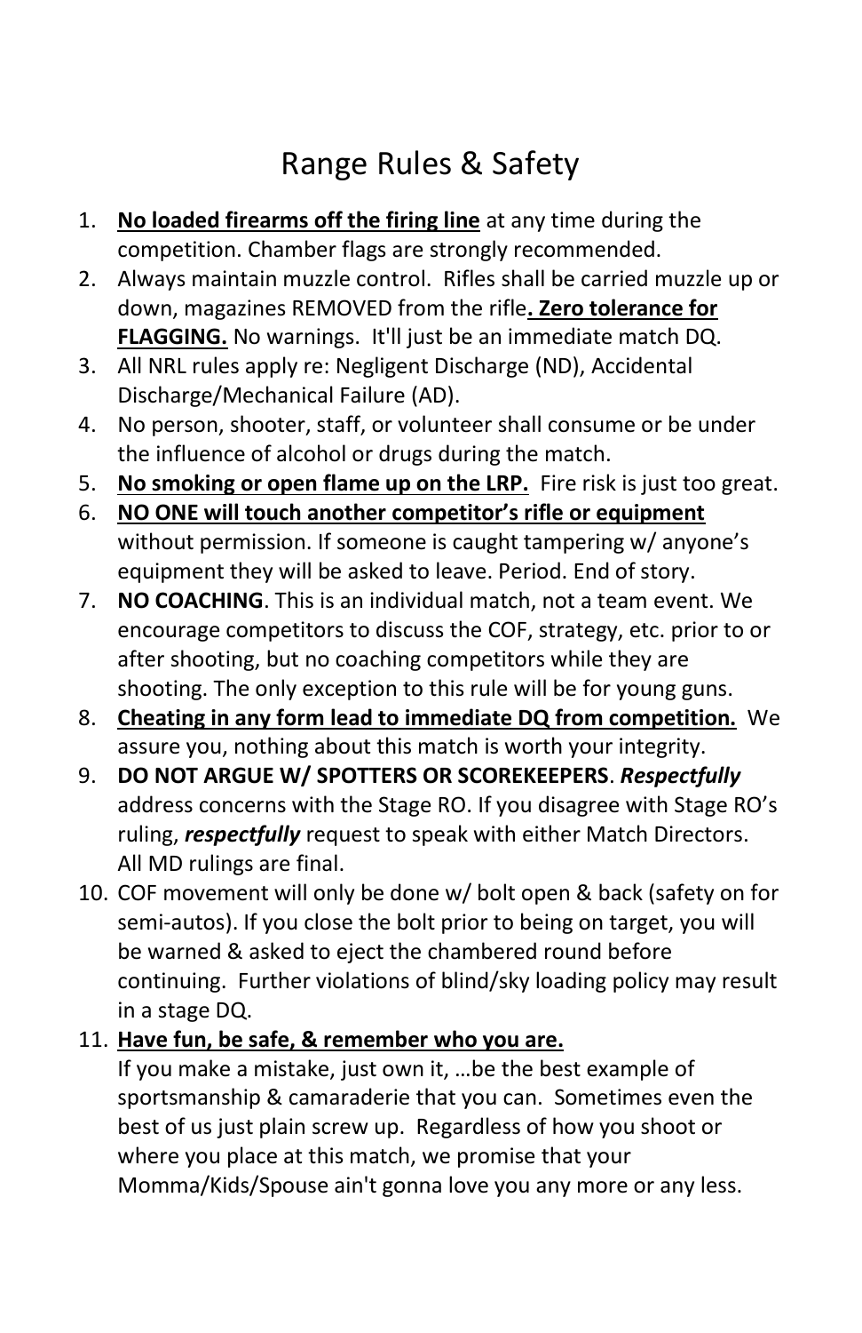# Range Rules & Safety

1. **No loaded firearms off the firing line** at any time during the competition. Chamber flags are strongly recommended.
2. Always maintain muzzle control. Rifles shall be carried muzzle up or down, magazines REMOVED from the rifle**. Zero tolerance for FLAGGING.** No warnings. It'll just be an immediate match DQ.
3. All NRL rules apply re: Negligent Discharge (ND), Accidental Discharge/Mechanical Failure (AD).
4. No person, shooter, staff, or volunteer shall consume or be under the influence of alcohol or drugs during the match.
5. **No smoking or open flame up on the LRP.** Fire risk is just too great.
6. **NO ONE will touch another competitor's rifle or equipment** without permission. If someone is caught tampering w/ anyone's equipment they will be asked to leave. Period. End of story.
7. **NO COACHING**. This is an individual match, not a team event. We encourage competitors to discuss the COF, strategy, etc. prior to or after shooting, but no coaching competitors while they are shooting. The only exception to this rule will be for young guns.
8. **Cheating in any form lead to immediate DQ from competition.** We assure you, nothing about this match is worth your integrity.
9. **DO NOT ARGUE W/ SPOTTERS OR SCOREKEEPERS**. ***Respectfully*** address concerns with the Stage RO. If you disagree with Stage RO's ruling, ***respectfully*** request to speak with either Match Directors. All MD rulings are final.
10. COF movement will only be done w/ bolt open & back (safety on for semi-autos). If you close the bolt prior to being on target, you will be warned & asked to eject the chambered round before continuing. Further violations of blind/sky loading policy may result in a stage DQ.
11. **Have fun, be safe, & remember who you are.**
    If you make a mistake, just own it, …be the best example of sportsmanship & camaraderie that you can. Sometimes even the best of us just plain screw up. Regardless of how you shoot or where you place at this match, we promise that your Momma/Kids/Spouse ain't gonna love you any more or any less.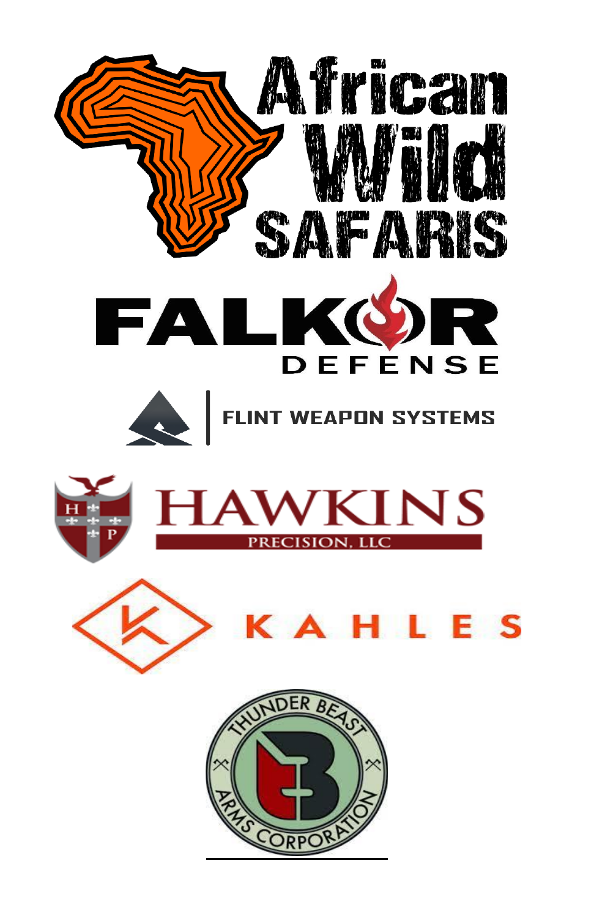African Wild SAFARIS

FALKOR DEFENSE

FLINT WEAPON SYSTEMS

HAWKINS PRECISION, LLC

KAHLES

THUNDER BEAST ARMS CORPORATION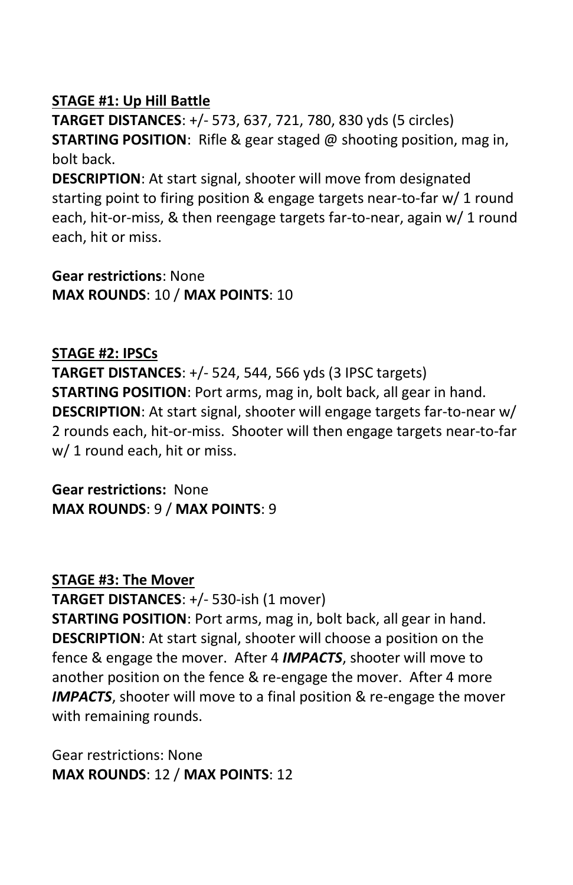**<u>STAGE #1: Up Hill Battle</u>**

**TARGET DISTANCES**: +/- 573, 637, 721, 780, 830 yds (5 circles)
**STARTING POSITION**: Rifle & gear staged @ shooting position, mag in, bolt back.
**DESCRIPTION**: At start signal, shooter will move from designated starting point to firing position & engage targets near-to-far w/ 1 round each, hit-or-miss, & then reengage targets far-to-near, again w/ 1 round each, hit or miss.

**Gear restrictions**: None
**MAX ROUNDS**: 10 / **MAX POINTS**: 10

**<u>STAGE #2: IPSCs</u>**

**TARGET DISTANCES**: +/- 524, 544, 566 yds (3 IPSC targets)
**STARTING POSITION**: Port arms, mag in, bolt back, all gear in hand.
**DESCRIPTION**: At start signal, shooter will engage targets far-to-near w/ 2 rounds each, hit-or-miss. Shooter will then engage targets near-to-far w/ 1 round each, hit or miss.

**Gear restrictions:** None
**MAX ROUNDS**: 9 / **MAX POINTS**: 9

**<u>STAGE #3: The Mover</u>**

**TARGET DISTANCES**: +/- 530-ish (1 mover)
**STARTING POSITION**: Port arms, mag in, bolt back, all gear in hand.
**DESCRIPTION**: At start signal, shooter will choose a position on the fence & engage the mover. After 4 ***IMPACTS***, shooter will move to another position on the fence & re-engage the mover. After 4 more ***IMPACTS***, shooter will move to a final position & re-engage the mover with remaining rounds.

Gear restrictions: None
**MAX ROUNDS**: 12 / **MAX POINTS**: 12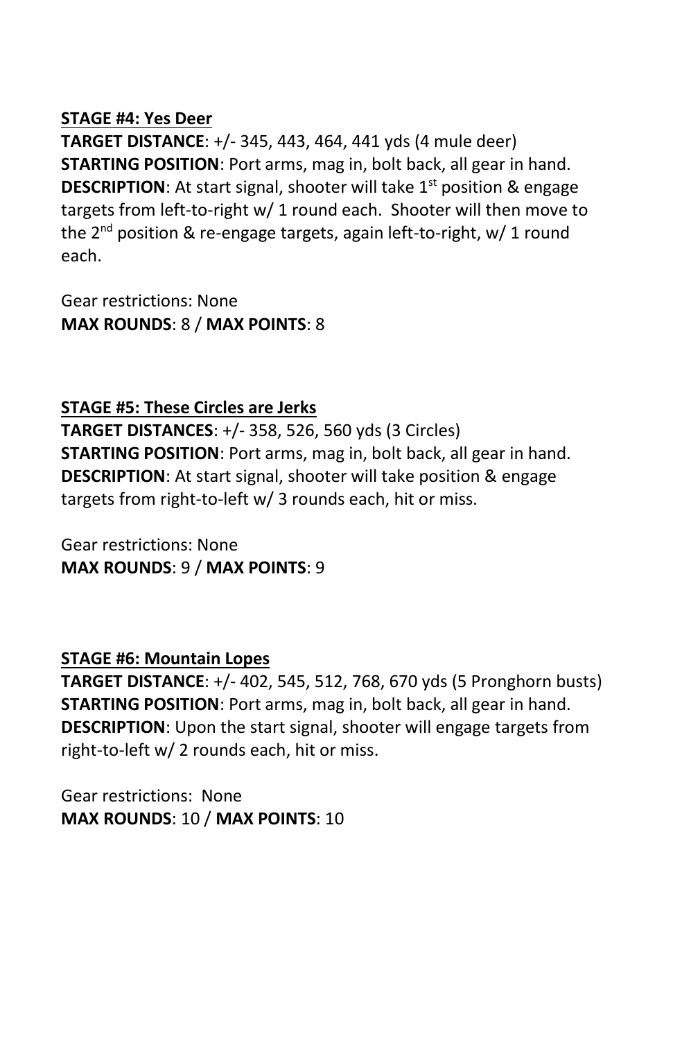**STAGE #4: Yes Deer**

**TARGET DISTANCE**: +/- 345, 443, 464, 441 yds (4 mule deer)
**STARTING POSITION**: Port arms, mag in, bolt back, all gear in hand.
**DESCRIPTION**: At start signal, shooter will take 1st position & engage targets from left-to-right w/ 1 round each. Shooter will then move to the 2nd position & re-engage targets, again left-to-right, w/ 1 round each.

Gear restrictions: None
**MAX ROUNDS**: 8 / **MAX POINTS**: 8

**STAGE #5: These Circles are Jerks**

**TARGET DISTANCES**: +/- 358, 526, 560 yds (3 Circles)
**STARTING POSITION**: Port arms, mag in, bolt back, all gear in hand.
**DESCRIPTION**: At start signal, shooter will take position & engage targets from right-to-left w/ 3 rounds each, hit or miss.

Gear restrictions: None
**MAX ROUNDS**: 9 / **MAX POINTS**: 9

**STAGE #6: Mountain Lopes**

**TARGET DISTANCE**: +/- 402, 545, 512, 768, 670 yds (5 Pronghorn busts)
**STARTING POSITION**: Port arms, mag in, bolt back, all gear in hand.
**DESCRIPTION**: Upon the start signal, shooter will engage targets from right-to-left w/ 2 rounds each, hit or miss.

Gear restrictions: None
**MAX ROUNDS**: 10 / **MAX POINTS**: 10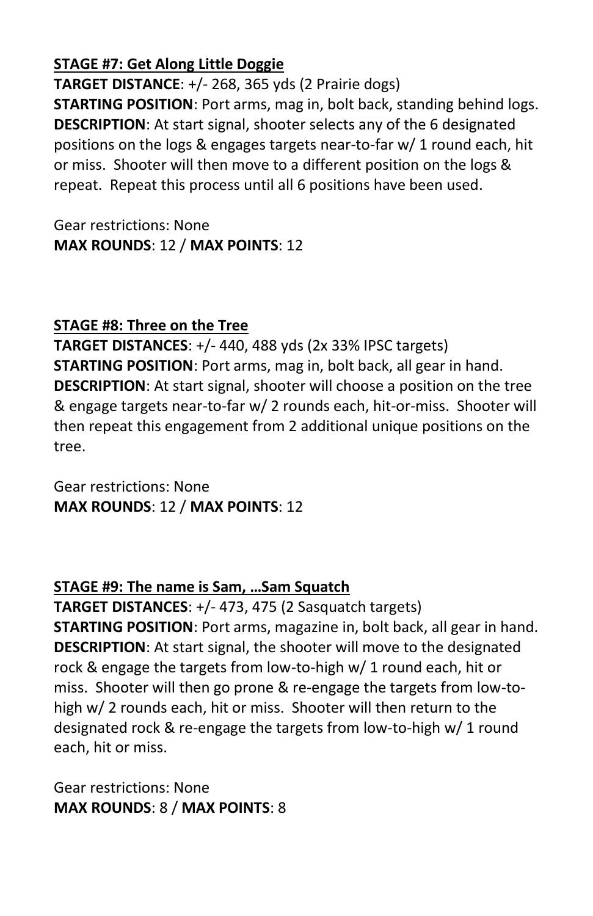**STAGE #7: Get Along Little Doggie**

**TARGET DISTANCE**: +/- 268, 365 yds (2 Prairie dogs)

**STARTING POSITION**: Port arms, mag in, bolt back, standing behind logs.

**DESCRIPTION**: At start signal, shooter selects any of the 6 designated positions on the logs & engages targets near-to-far w/ 1 round each, hit or miss. Shooter will then move to a different position on the logs & repeat. Repeat this process until all 6 positions have been used.

Gear restrictions: None

**MAX ROUNDS**: 12 / **MAX POINTS**: 12

**STAGE #8: Three on the Tree**

**TARGET DISTANCES**: +/- 440, 488 yds (2x 33% IPSC targets)

**STARTING POSITION**: Port arms, mag in, bolt back, all gear in hand.

**DESCRIPTION**: At start signal, shooter will choose a position on the tree & engage targets near-to-far w/ 2 rounds each, hit-or-miss. Shooter will then repeat this engagement from 2 additional unique positions on the tree.

Gear restrictions: None

**MAX ROUNDS**: 12 / **MAX POINTS**: 12

**STAGE #9: The name is Sam, …Sam Squatch**

**TARGET DISTANCES**: +/- 473, 475 (2 Sasquatch targets)

**STARTING POSITION**: Port arms, magazine in, bolt back, all gear in hand.

**DESCRIPTION**: At start signal, the shooter will move to the designated rock & engage the targets from low-to-high w/ 1 round each, hit or miss. Shooter will then go prone & re-engage the targets from low-to-high w/ 2 rounds each, hit or miss. Shooter will then return to the designated rock & re-engage the targets from low-to-high w/ 1 round each, hit or miss.

Gear restrictions: None

**MAX ROUNDS**: 8 / **MAX POINTS**: 8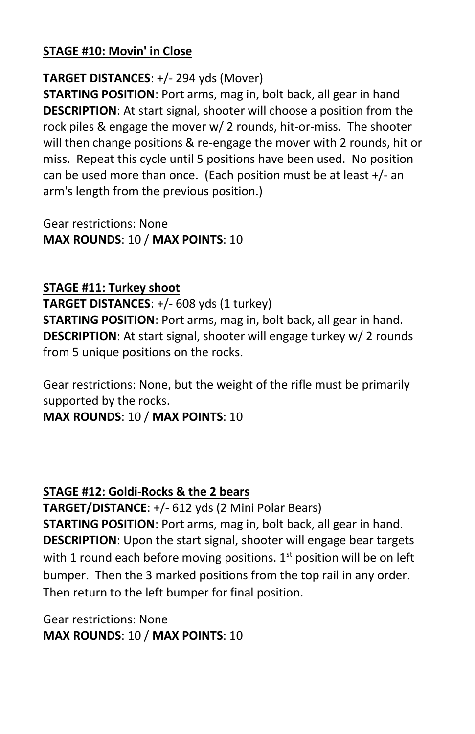**STAGE #10: Movin' in Close**

**TARGET DISTANCES**: +/- 294 yds (Mover)
**STARTING POSITION**: Port arms, mag in, bolt back, all gear in hand
**DESCRIPTION**: At start signal, shooter will choose a position from the rock piles & engage the mover w/ 2 rounds, hit-or-miss. The shooter will then change positions & re-engage the mover with 2 rounds, hit or miss. Repeat this cycle until 5 positions have been used. No position can be used more than once. (Each position must be at least +/- an arm's length from the previous position.)

Gear restrictions: None
**MAX ROUNDS**: 10 / **MAX POINTS**: 10

**STAGE #11: Turkey shoot**
**TARGET DISTANCES**: +/- 608 yds (1 turkey)
**STARTING POSITION**: Port arms, mag in, bolt back, all gear in hand.
**DESCRIPTION**: At start signal, shooter will engage turkey w/ 2 rounds from 5 unique positions on the rocks.

Gear restrictions: None, but the weight of the rifle must be primarily supported by the rocks.
**MAX ROUNDS**: 10 / **MAX POINTS**: 10

**STAGE #12: Goldi-Rocks & the 2 bears**
**TARGET/DISTANCE**: +/- 612 yds (2 Mini Polar Bears)
**STARTING POSITION**: Port arms, mag in, bolt back, all gear in hand.
**DESCRIPTION**: Upon the start signal, shooter will engage bear targets with 1 round each before moving positions. 1st position will be on left bumper. Then the 3 marked positions from the top rail in any order. Then return to the left bumper for final position.

Gear restrictions: None
**MAX ROUNDS**: 10 / **MAX POINTS**: 10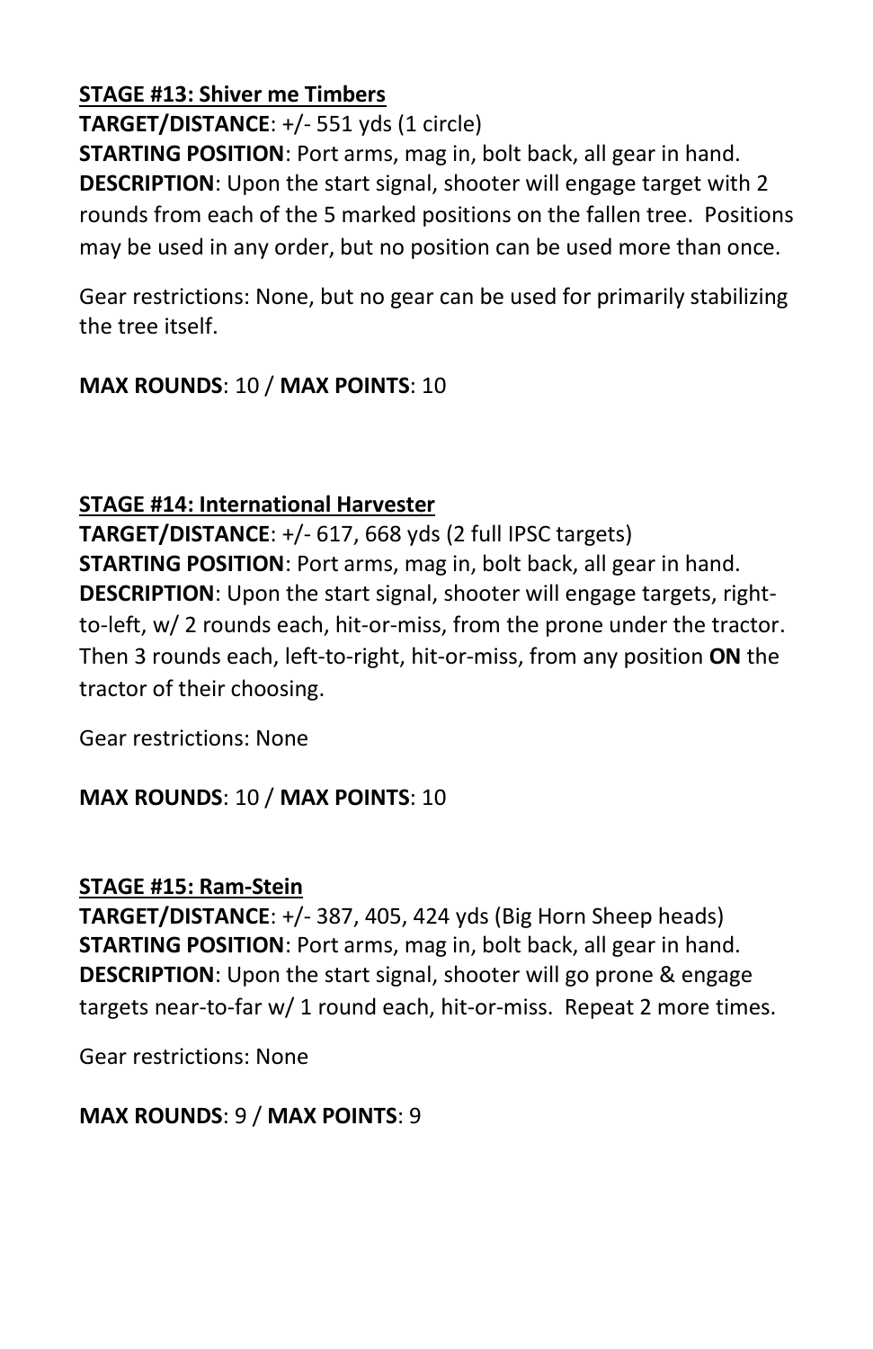**STAGE #13: Shiver me Timbers**

**TARGET/DISTANCE**: +/- 551 yds (1 circle)

**STARTING POSITION**: Port arms, mag in, bolt back, all gear in hand.

**DESCRIPTION**: Upon the start signal, shooter will engage target with 2 rounds from each of the 5 marked positions on the fallen tree. Positions may be used in any order, but no position can be used more than once.

Gear restrictions: None, but no gear can be used for primarily stabilizing the tree itself.

**MAX ROUNDS**: 10 / **MAX POINTS**: 10

**STAGE #14: International Harvester**

**TARGET/DISTANCE**: +/- 617, 668 yds (2 full IPSC targets)

**STARTING POSITION**: Port arms, mag in, bolt back, all gear in hand.

**DESCRIPTION**: Upon the start signal, shooter will engage targets, right-to-left, w/ 2 rounds each, hit-or-miss, from the prone under the tractor. Then 3 rounds each, left-to-right, hit-or-miss, from any position **ON** the tractor of their choosing.

Gear restrictions: None

**MAX ROUNDS**: 10 / **MAX POINTS**: 10

**STAGE #15: Ram-Stein**

**TARGET/DISTANCE**: +/- 387, 405, 424 yds (Big Horn Sheep heads)

**STARTING POSITION**: Port arms, mag in, bolt back, all gear in hand.

**DESCRIPTION**: Upon the start signal, shooter will go prone & engage targets near-to-far w/ 1 round each, hit-or-miss. Repeat 2 more times.

Gear restrictions: None

**MAX ROUNDS**: 9 / **MAX POINTS**: 9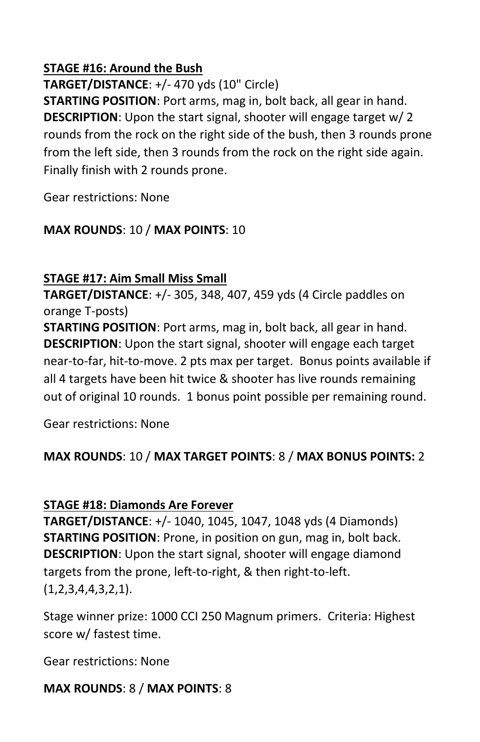**STAGE #16: Around the Bush**

**TARGET/DISTANCE**: +/- 470 yds (10" Circle)

**STARTING POSITION**: Port arms, mag in, bolt back, all gear in hand.

**DESCRIPTION**: Upon the start signal, shooter will engage target w/ 2 rounds from the rock on the right side of the bush, then 3 rounds prone from the left side, then 3 rounds from the rock on the right side again. Finally finish with 2 rounds prone.

Gear restrictions: None

**MAX ROUNDS**: 10 / **MAX POINTS**: 10

**STAGE #17: Aim Small Miss Small**

**TARGET/DISTANCE**: +/- 305, 348, 407, 459 yds (4 Circle paddles on orange T-posts)

**STARTING POSITION**: Port arms, mag in, bolt back, all gear in hand.

**DESCRIPTION**: Upon the start signal, shooter will engage each target near-to-far, hit-to-move. 2 pts max per target. Bonus points available if all 4 targets have been hit twice & shooter has live rounds remaining out of original 10 rounds. 1 bonus point possible per remaining round.

Gear restrictions: None

**MAX ROUNDS**: 10 / **MAX TARGET POINTS**: 8 / **MAX BONUS POINTS:** 2

**STAGE #18: Diamonds Are Forever**

**TARGET/DISTANCE**: +/- 1040, 1045, 1047, 1048 yds (4 Diamonds)

**STARTING POSITION**: Prone, in position on gun, mag in, bolt back.

**DESCRIPTION**: Upon the start signal, shooter will engage diamond targets from the prone, left-to-right, & then right-to-left. (1,2,3,4,4,3,2,1).

Stage winner prize: 1000 CCI 250 Magnum primers. Criteria: Highest score w/ fastest time.

Gear restrictions: None

**MAX ROUNDS**: 8 / **MAX POINTS**: 8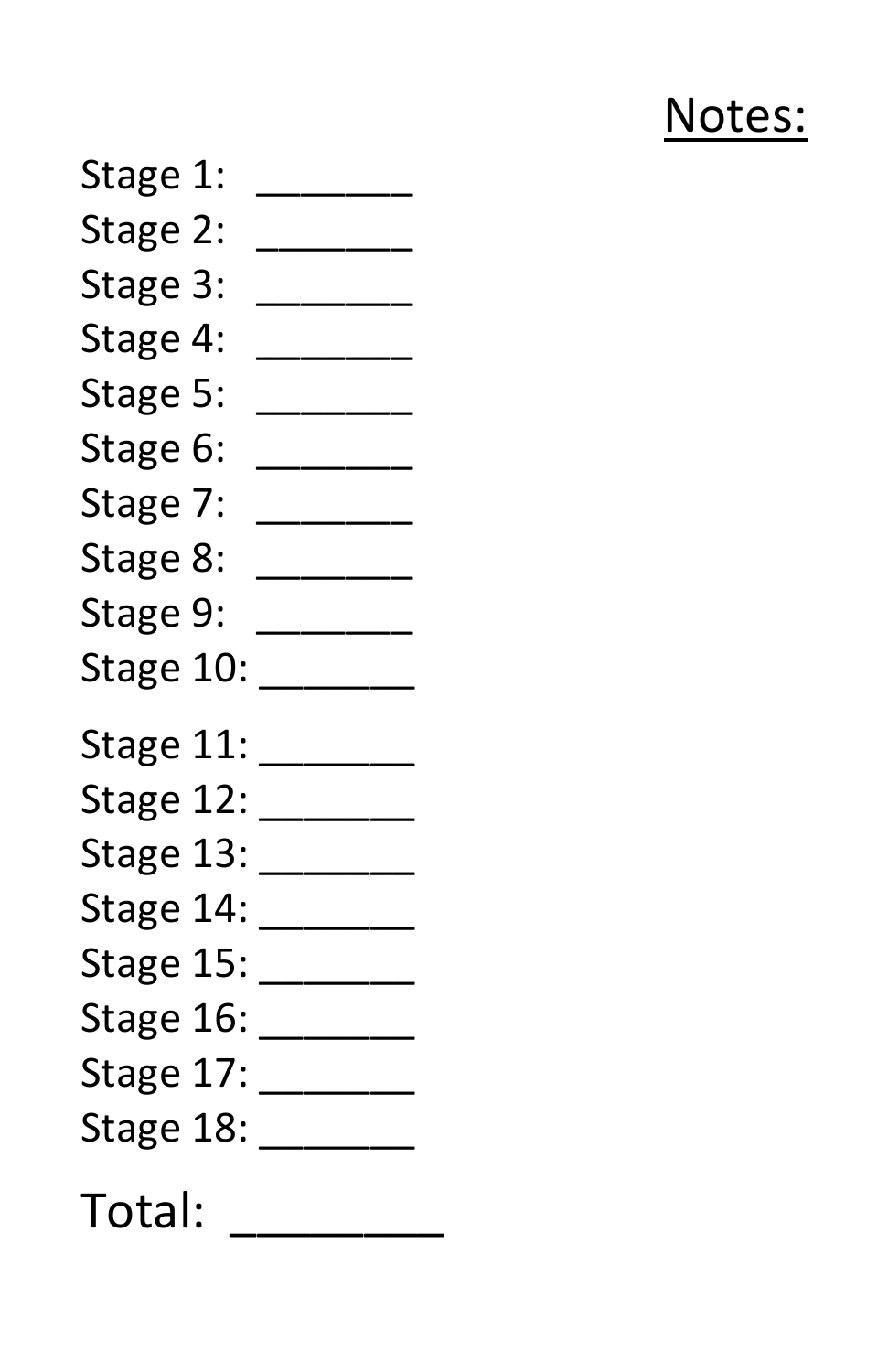<u>Notes:</u>

Stage 1: _______
Stage 2: _______
Stage 3: _______
Stage 4: _______
Stage 5: _______
Stage 6: _______
Stage 7: _______
Stage 8: _______
Stage 9: _______
Stage 10: _______

Stage 11: _______
Stage 12: _______
Stage 13: _______
Stage 14: _______
Stage 15: _______
Stage 16: _______
Stage 17: _______
Stage 18: _______

Total: ________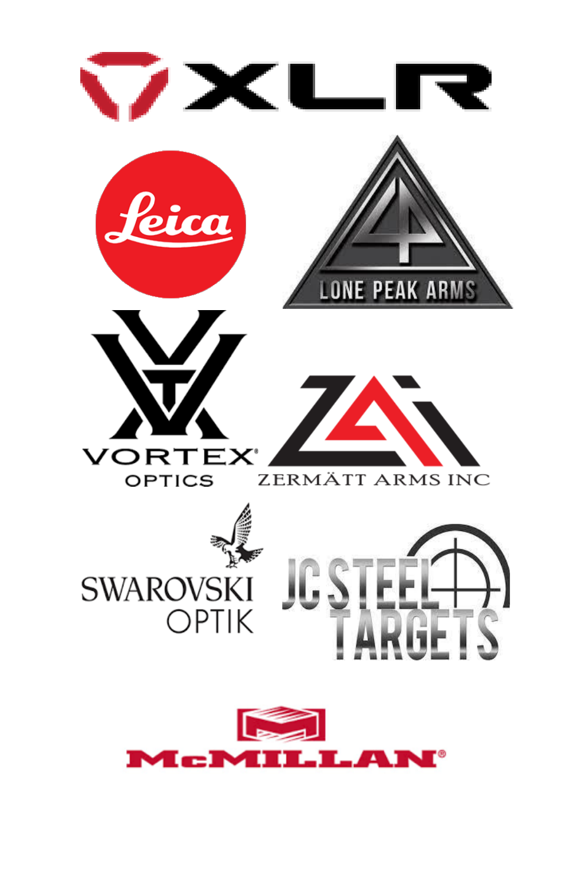XLR

Leica

LONE PEAK ARMS

VORTEX®
OPTICS

ZERMÄTT ARMS INC

SWAROVSKI
OPTIK

JC STEEL
TARGETS

McMILLAN®